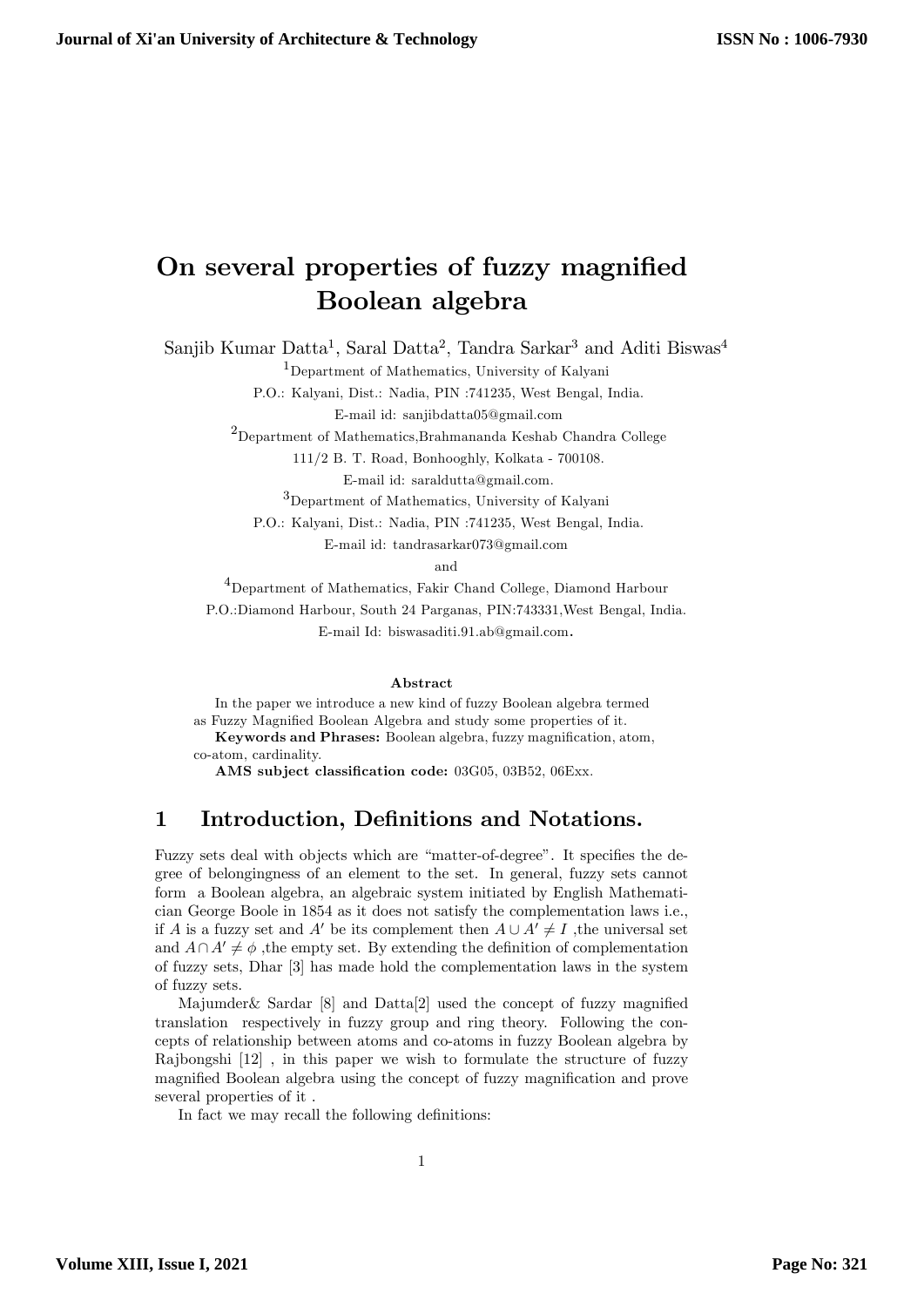# On several properties of fuzzy magnified Boolean algebra

Sanjib Kumar Datta[1], Saral Datta[2], Tandra Sarkar[3] and Aditi Biswas[4]

[1]Department of Mathematics, University of Kalyani
P.O.: Kalyani, Dist.: Nadia, PIN :741235, West Bengal, India.
E-mail id: sanjibdatta05@gmail.com

[2]Department of Mathematics,Brahmananda Keshab Chandra College
111/2 B. T. Road, Bonhooghly, Kolkata - 700108.
E-mail id: saraldutta@gmail.com.

[3]Department of Mathematics, University of Kalyani
P.O.: Kalyani, Dist.: Nadia, PIN :741235, West Bengal, India.
E-mail id: tandrasarkar073@gmail.com

and

[4]Department of Mathematics, Fakir Chand College, Diamond Harbour
P.O.:Diamond Harbour, South 24 Parganas, PIN:743331,West Bengal, India.
E-mail Id: biswasaditi.91.ab@gmail.com.

**Abstract**

In the paper we introduce a new kind of fuzzy Boolean algebra termed as Fuzzy Magnified Boolean Algebra and study some properties of it.

**Keywords and Phrases:** Boolean algebra, fuzzy magnification, atom, co-atom, cardinality.

**AMS subject classification code:** 03G05, 03B52, 06Exx.

## 1 Introduction, Definitions and Notations.

Fuzzy sets deal with objects which are "matter-of-degree". It specifies the degree of belongingness of an element to the set. In general, fuzzy sets cannot form a Boolean algebra, an algebraic system initiated by English Mathematician George Boole in 1854 as it does not satisfy the complementation laws i.e., if $A$ is a fuzzy set and $A'$ be its complement then $A \cup A' \neq I$ ,the universal set and $A \cap A' \neq \phi$ ,the empty set. By extending the definition of complementation of fuzzy sets, Dhar [3] has made hold the complementation laws in the system of fuzzy sets.

Majumder& Sardar [8] and Datta[2] used the concept of fuzzy magnified translation respectively in fuzzy group and ring theory. Following the concepts of relationship between atoms and co-atoms in fuzzy Boolean algebra by Rajbongshi [12] , in this paper we wish to formulate the structure of fuzzy magnified Boolean algebra using the concept of fuzzy magnification and prove several properties of it .

In fact we may recall the following definitions: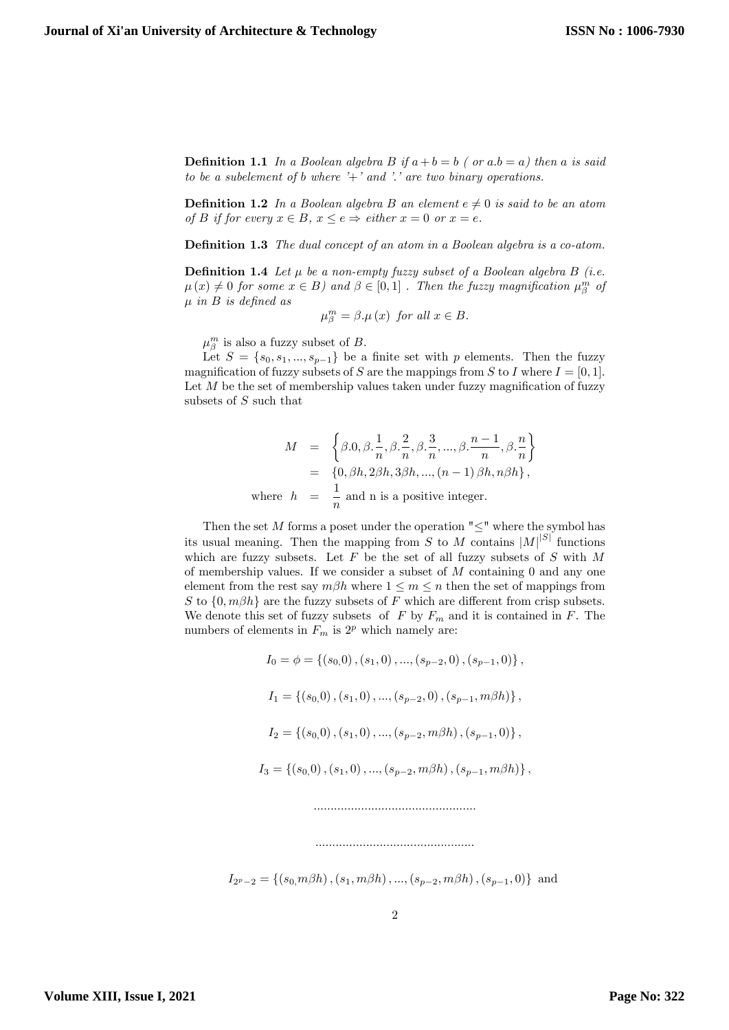**Definition 1.1** *In a Boolean algebra $B$ if $a+b=b$ ( or $a.b=a$) then $a$ is said to be a subelement of $b$ where '$+$' and '$.$' are two binary operations.*

**Definition 1.2** *In a Boolean algebra $B$ an element $e \neq 0$ is said to be an atom of $B$ if for every $x \in B$, $x \leq e \Rightarrow$ either $x=0$ or $x=e$.*

**Definition 1.3** *The dual concept of an atom in a Boolean algebra is a co-atom.*

**Definition 1.4** *Let $\mu$ be a non-empty fuzzy subset of a Boolean algebra $B$ (i.e. $\mu(x) \neq 0$ for some $x \in B$) and $\beta \in [0,1]$ . Then the fuzzy magnification $\mu_\beta^m$ of $\mu$ in $B$ is defined as*

$$\mu_\beta^m = \beta.\mu(x) \text{ for all } x \in B.$$

$\mu_\beta^m$ is also a fuzzy subset of $B$.

Let $S=\{s_0, s_1, ..., s_{p-1}\}$ be a finite set with $p$ elements. Then the fuzzy magnification of fuzzy subsets of $S$ are the mappings from $S$ to $I$ where $I=[0,1]$. Let $M$ be the set of membership values taken under fuzzy magnification of fuzzy subsets of $S$ such that

$$\begin{aligned}
M &= \left\{\beta.0, \beta.\frac{1}{n}, \beta.\frac{2}{n}, \beta.\frac{3}{n}, ..., \beta.\frac{n-1}{n}, \beta.\frac{n}{n}\right\} \\
&= \{0, \beta h, 2\beta h, 3\beta h, ..., (n-1)\beta h, n\beta h\}, \\
\text{where } h &= \frac{1}{n} \text{ and n is a positive integer.}
\end{aligned}$$

Then the set $M$ forms a poset under the operation "$\leq$" where the symbol has its usual meaning. Then the mapping from $S$ to $M$ contains $|M|^{|S|}$ functions which are fuzzy subsets. Let $F$ be the set of all fuzzy subsets of $S$ with $M$ of membership values. If we consider a subset of $M$ containing 0 and any one element from the rest say $m\beta h$ where $1 \leq m \leq n$ then the set of mappings from $S$ to $\{0, m\beta h\}$ are the fuzzy subsets of $F$ which are different from crisp subsets. We denote this set of fuzzy subsets of $F$ by $F_m$ and it is contained in $F$. The numbers of elements in $F_m$ is $2^p$ which namely are:

$$I_0 = \phi = \{(s_0, 0), (s_1, 0), ..., (s_{p-2}, 0), (s_{p-1}, 0)\},$$

$$I_1 = \{(s_0, 0), (s_1, 0), ..., (s_{p-2}, 0), (s_{p-1}, m\beta h)\},$$

$$I_2 = \{(s_0, 0), (s_1, 0), ..., (s_{p-2}, m\beta h), (s_{p-1}, 0)\},$$

$$I_3 = \{(s_0, 0), (s_1, 0), ..., (s_{p-2}, m\beta h), (s_{p-1}, m\beta h)\},$$

................................................

...............................................

$$I_{2^p-2} = \{(s_0, m\beta h), (s_1, m\beta h), ..., (s_{p-2}, m\beta h), (s_{p-1}, 0)\} \text{ and}$$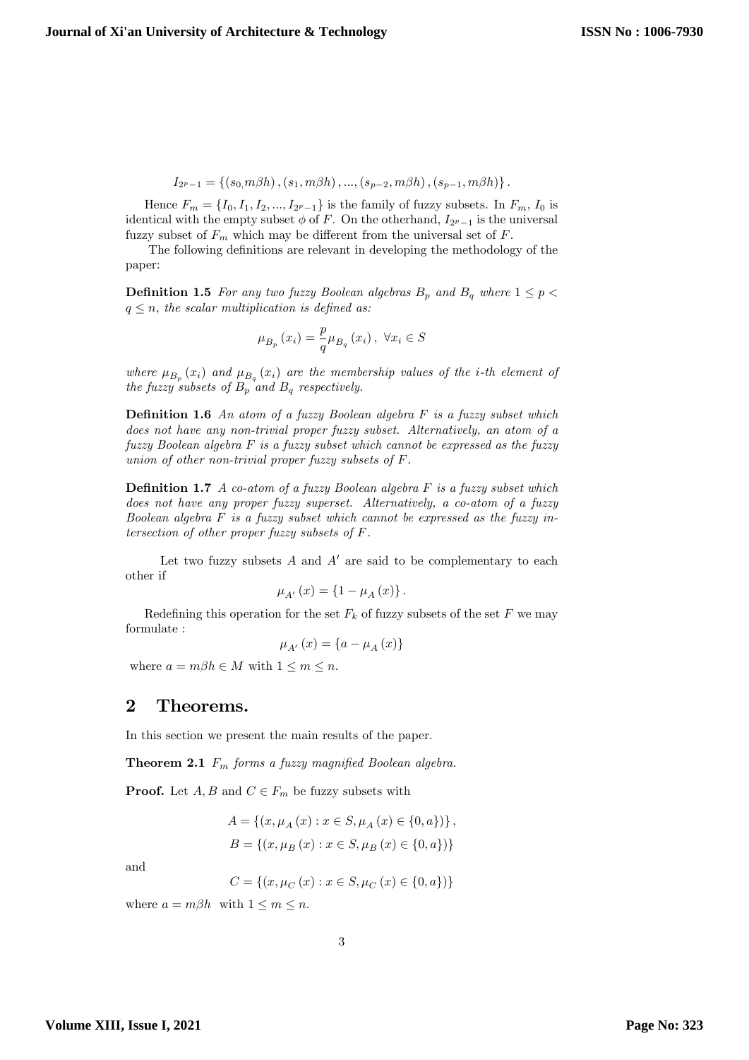$$I_{2^p-1} = \{(s_{0,} m\beta h), (s_1, m\beta h), ..., (s_{p-2}, m\beta h), (s_{p-1}, m\beta h)\}.$$

Hence $F_m = \{I_0, I_1, I_2, ..., I_{2^p-1}\}$ is the family of fuzzy subsets. In $F_m$, $I_0$ is identical with the empty subset $\phi$ of $F$. On the otherhand, $I_{2^p-1}$ is the universal fuzzy subset of $F_m$ which may be different from the universal set of $F$.

The following definitions are relevant in developing the methodology of the paper:

**Definition 1.5** *For any two fuzzy Boolean algebras $B_p$ and $B_q$ where $1 \leq p < q \leq n$, the scalar multiplication is defined as:*

$$\mu_{B_p}(x_i) = \frac{p}{q}\mu_{B_q}(x_i), \ \forall x_i \in S$$

*where $\mu_{B_p}(x_i)$ and $\mu_{B_q}(x_i)$ are the membership values of the i-th element of the fuzzy subsets of $B_p$ and $B_q$ respectively.*

**Definition 1.6** *An atom of a fuzzy Boolean algebra $F$ is a fuzzy subset which does not have any non-trivial proper fuzzy subset. Alternatively, an atom of a fuzzy Boolean algebra $F$ is a fuzzy subset which cannot be expressed as the fuzzy union of other non-trivial proper fuzzy subsets of $F$.*

**Definition 1.7** *A co-atom of a fuzzy Boolean algebra $F$ is a fuzzy subset which does not have any proper fuzzy superset. Alternatively, a co-atom of a fuzzy Boolean algebra $F$ is a fuzzy subset which cannot be expressed as the fuzzy intersection of other proper fuzzy subsets of $F$.*

Let two fuzzy subsets $A$ and $A'$ are said to be complementary to each other if

$$\mu_{A'}(x) = \{1 - \mu_A(x)\}.$$

Redefining this operation for the set $F_k$ of fuzzy subsets of the set $F$ we may formulate :

$$\mu_{A'}(x) = \{a - \mu_A(x)\}$$

where $a = m\beta h \in M$ with $1 \leq m \leq n$.

## 2 Theorems.

In this section we present the main results of the paper.

**Theorem 2.1** *$F_m$ forms a fuzzy magnified Boolean algebra.*

**Proof.** Let $A, B$ and $C \in F_m$ be fuzzy subsets with

$$A = \{(x, \mu_A(x) : x \in S, \mu_A(x) \in \{0, a\})\},$$

$$B = \{(x, \mu_B(x) : x \in S, \mu_B(x) \in \{0, a\})\}$$

and

$$C = \{(x, \mu_C(x) : x \in S, \mu_C(x) \in \{0, a\})\}$$

where $a = m\beta h$ with $1 \leq m \leq n$.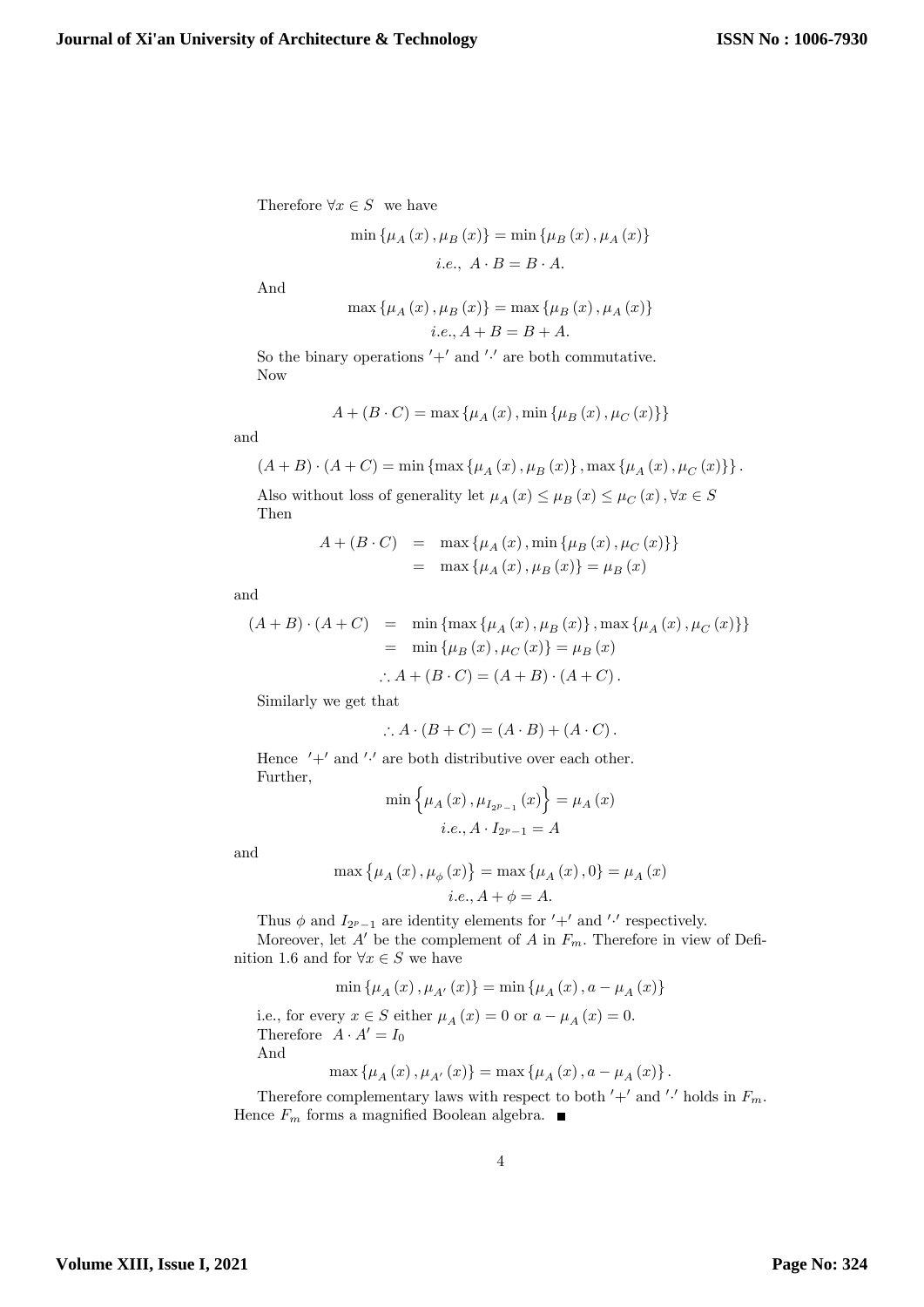Therefore $\forall x \in S$ we have

$$\min\left\{\mu_A(x), \mu_B(x)\right\} = \min\left\{\mu_B(x), \mu_A(x)\right\}$$

$$i.e.,\ A \cdot B = B \cdot A.$$

And

$$\max\left\{\mu_A(x), \mu_B(x)\right\} = \max\left\{\mu_B(x), \mu_A(x)\right\}$$

$$i.e., A + B = B + A.$$

So the binary operations $'+'$ and $'\cdot'$ are both commutative.

Now

$$A + (B \cdot C) = \max\left\{\mu_A(x), \min\left\{\mu_B(x), \mu_C(x)\right\}\right\}$$

and

$$(A + B) \cdot (A + C) = \min\left\{\max\left\{\mu_A(x), \mu_B(x)\right\}, \max\left\{\mu_A(x), \mu_C(x)\right\}\right\}.$$

Also without loss of generality let $\mu_A(x) \leq \mu_B(x) \leq \mu_C(x), \forall x \in S$

Then

$$\begin{aligned} A + (B \cdot C) &= \max\left\{\mu_A(x), \min\left\{\mu_B(x), \mu_C(x)\right\}\right\} \\ &= \max\left\{\mu_A(x), \mu_B(x)\right\} = \mu_B(x) \end{aligned}$$

and

$$\begin{aligned} (A + B) \cdot (A + C) &= \min\left\{\max\left\{\mu_A(x), \mu_B(x)\right\}, \max\left\{\mu_A(x), \mu_C(x)\right\}\right\} \\ &= \min\left\{\mu_B(x), \mu_C(x)\right\} = \mu_B(x) \end{aligned}$$

$$\therefore A + (B \cdot C) = (A + B) \cdot (A + C).$$

Similarly we get that

$$\therefore A \cdot (B + C) = (A \cdot B) + (A \cdot C).$$

Hence $'+'$ and $'\cdot'$ are both distributive over each other.

Further,

$$\min\left\{\mu_A(x), \mu_{I_{2^p-1}}(x)\right\} = \mu_A(x)$$

$$i.e., A \cdot I_{2^p-1} = A$$

and

$$\max\left\{\mu_A(x), \mu_\phi(x)\right\} = \max\left\{\mu_A(x), 0\right\} = \mu_A(x)$$

$$i.e., A + \phi = A.$$

Thus $\phi$ and $I_{2^p-1}$ are identity elements for $'+'$ and $'\cdot'$ respectively.

Moreover, let $A'$ be the complement of $A$ in $F_m$. Therefore in view of Definition 1.6 and for $\forall x \in S$ we have

$$\min\left\{\mu_A(x), \mu_{A'}(x)\right\} = \min\left\{\mu_A(x), a - \mu_A(x)\right\}$$

i.e., for every $x \in S$ either $\mu_A(x) = 0$ or $a - \mu_A(x) = 0$.

Therefore $A \cdot A' = I_0$

And

$$\max\left\{\mu_A(x), \mu_{A'}(x)\right\} = \max\left\{\mu_A(x), a - \mu_A(x)\right\}.$$

Therefore complementary laws with respect to both $'+'$ and $'\cdot'$ holds in $F_m$. Hence $F_m$ forms a magnified Boolean algebra. ■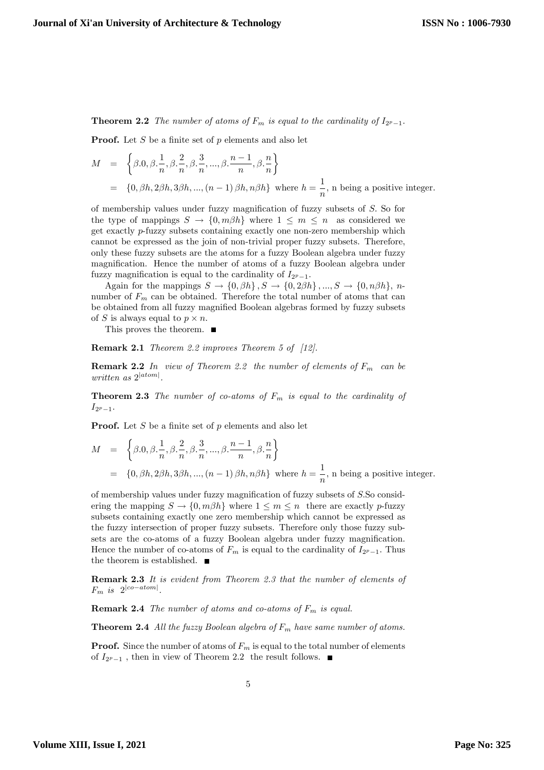**Theorem 2.2** *The number of atoms of $F_m$ is equal to the cardinality of $I_{2^p-1}$.*

**Proof.** Let $S$ be a finite set of $p$ elements and also let

$$\begin{aligned} M &= \left\{\beta.0, \beta.\frac{1}{n}, \beta.\frac{2}{n}, \beta.\frac{3}{n}, ..., \beta.\frac{n-1}{n}, \beta.\frac{n}{n}\right\} \\ &= \{0, \beta h, 2\beta h, 3\beta h, ..., (n-1)\beta h, n\beta h\} \text{ where } h = \frac{1}{n}, \text{ n being a positive integer.} \end{aligned}$$

of membership values under fuzzy magnification of fuzzy subsets of $S$. So for the type of mappings $S \to \{0, m\beta h\}$ where $1 \leq m \leq n$ as considered we get exactly $p$-fuzzy subsets containing exactly one non-zero membership which cannot be expressed as the join of non-trivial proper fuzzy subsets. Therefore, only these fuzzy subsets are the atoms for a fuzzy Boolean algebra under fuzzy magnification. Hence the number of atoms of a fuzzy Boolean algebra under fuzzy magnification is equal to the cardinality of $I_{2^p-1}$.

Again for the mappings $S \to \{0, \beta h\}, S \to \{0, 2\beta h\}, ..., S \to \{0, n\beta h\}$, $n$-number of $F_m$ can be obtained. Therefore the total number of atoms that can be obtained from all fuzzy magnified Boolean algebras formed by fuzzy subsets of $S$ is always equal to $p \times n$.

This proves the theorem. ∎

**Remark 2.1** *Theorem 2.2 improves Theorem 5 of [12].*

**Remark 2.2** *In view of Theorem 2.2 the number of elements of $F_m$ can be written as $2^{|atom|}$.*

**Theorem 2.3** *The number of co-atoms of $F_m$ is equal to the cardinality of $I_{2^p-1}$.*

**Proof.** Let $S$ be a finite set of $p$ elements and also let

$$\begin{aligned} M &= \left\{\beta.0, \beta.\frac{1}{n}, \beta.\frac{2}{n}, \beta.\frac{3}{n}, ..., \beta.\frac{n-1}{n}, \beta.\frac{n}{n}\right\} \\ &= \{0, \beta h, 2\beta h, 3\beta h, ..., (n-1)\beta h, n\beta h\} \text{ where } h = \frac{1}{n}, \text{ n being a positive integer.} \end{aligned}$$

of membership values under fuzzy magnification of fuzzy subsets of $S$.So considering the mapping $S \to \{0, m\beta h\}$ where $1 \leq m \leq n$ there are exactly $p$-fuzzy subsets containing exactly one zero membership which cannot be expressed as the fuzzy intersection of proper fuzzy subsets. Therefore only those fuzzy subsets are the co-atoms of a fuzzy Boolean algebra under fuzzy magnification. Hence the number of co-atoms of $F_m$ is equal to the cardinality of $I_{2^p-1}$. Thus the theorem is established. ∎

**Remark 2.3** *It is evident from Theorem 2.3 that the number of elements of $F_m$ is $2^{|co-atom|}$.*

**Remark 2.4** *The number of atoms and co-atoms of $F_m$ is equal.*

**Theorem 2.4** *All the fuzzy Boolean algebra of $F_m$ have same number of atoms.*

**Proof.** Since the number of atoms of $F_m$ is equal to the total number of elements of $I_{2^p-1}$ , then in view of Theorem 2.2 the result follows. ∎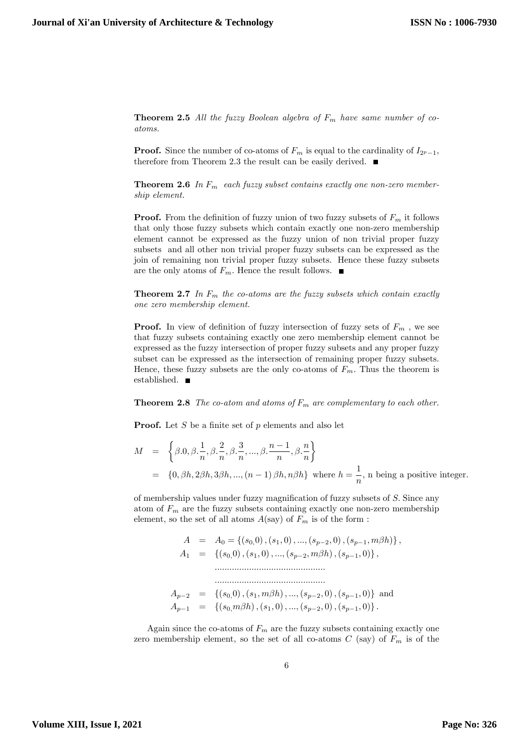**Theorem 2.5** *All the fuzzy Boolean algebra of $F_m$ have same number of co-atoms.*

**Proof.** Since the number of co-atoms of $F_m$ is equal to the cardinality of $I_{2^p-1}$, therefore from Theorem 2.3 the result can be easily derived. ■

**Theorem 2.6** *In $F_m$ each fuzzy subset contains exactly one non-zero membership element.*

**Proof.** From the definition of fuzzy union of two fuzzy subsets of $F_m$ it follows that only those fuzzy subsets which contain exactly one non-zero membership element cannot be expressed as the fuzzy union of non trivial proper fuzzy subsets and all other non trivial proper fuzzy subsets can be expressed as the join of remaining non trivial proper fuzzy subsets. Hence these fuzzy subsets are the only atoms of $F_m$. Hence the result follows. ■

**Theorem 2.7** *In $F_m$ the co-atoms are the fuzzy subsets which contain exactly one zero membership element.*

**Proof.** In view of definition of fuzzy intersection of fuzzy sets of $F_m$, we see that fuzzy subsets containing exactly one zero membership element cannot be expressed as the fuzzy intersection of proper fuzzy subsets and any proper fuzzy subset can be expressed as the intersection of remaining proper fuzzy subsets. Hence, these fuzzy subsets are the only co-atoms of $F_m$. Thus the theorem is established. ■

**Theorem 2.8** *The co-atom and atoms of $F_m$ are complementary to each other.*

**Proof.** Let $S$ be a finite set of $p$ elements and also let

$$
\begin{aligned}
M &= \left\{\beta.0, \beta.\frac{1}{n}, \beta.\frac{2}{n}, \beta.\frac{3}{n}, ..., \beta.\frac{n-1}{n}, \beta.\frac{n}{n}\right\} \\
&= \{0, \beta h, 2\beta h, 3\beta h, ..., (n-1)\beta h, n\beta h\} \text{ where } h = \frac{1}{n}, \text{ n being a positive integer.}
\end{aligned}
$$

of membership values under fuzzy magnification of fuzzy subsets of $S$. Since any atom of $F_m$ are the fuzzy subsets containing exactly one non-zero membership element, so the set of all atoms $A$(say) of $F_m$ is of the form :

$$
\begin{aligned}
A &= A_0 = \{(s_0, 0), (s_1, 0), ..., (s_{p-2}, 0), (s_{p-1}, m\beta h)\}, \\
A_1 &= \{(s_0, 0), (s_1, 0), ..., (s_{p-2}, m\beta h), (s_{p-1}, 0)\}, \\
& \quad ............................................ \\
& \quad ............................................ \\
A_{p-2} &= \{(s_0, 0), (s_1, m\beta h), ..., (s_{p-2}, 0), (s_{p-1}, 0)\} \text{ and} \\
A_{p-1} &= \{(s_0, m\beta h), (s_1, 0), ..., (s_{p-2}, 0), (s_{p-1}, 0)\}.
\end{aligned}
$$

Again since the co-atoms of $F_m$ are the fuzzy subsets containing exactly one zero membership element, so the set of all co-atoms $C$ (say) of $F_m$ is of the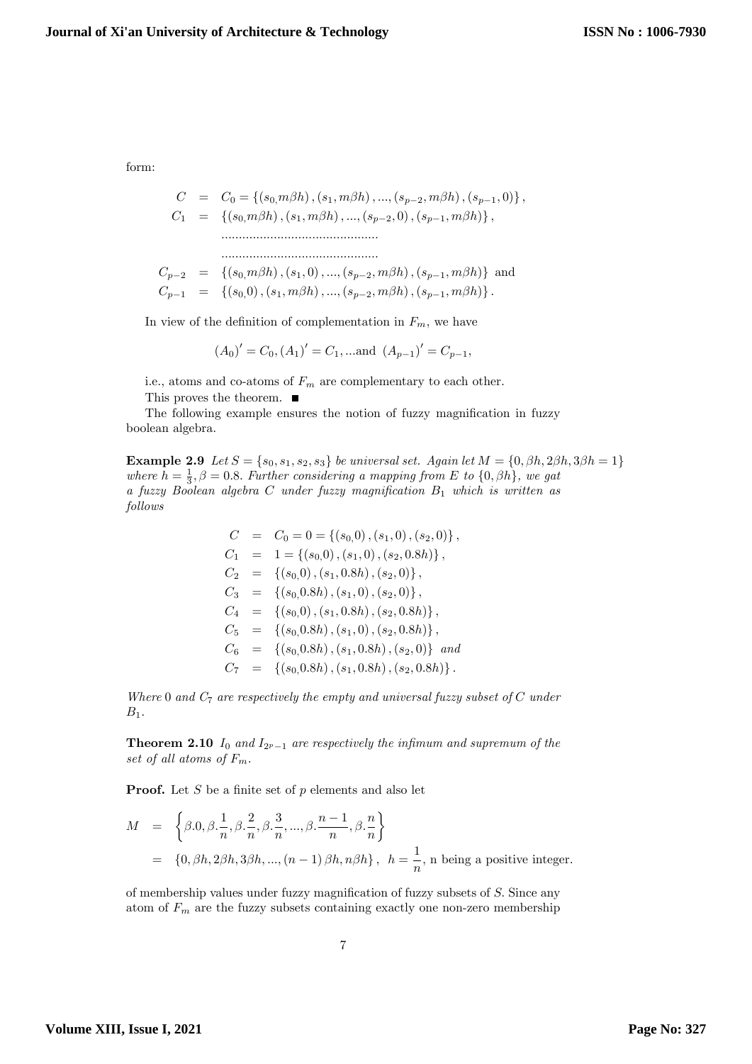form:

$$
\begin{aligned}
C &= C_0 = \{(s_{0,}m\beta h),(s_1,m\beta h),...,(s_{p-2},m\beta h),(s_{p-1},0)\}, \\
C_1 &= \{(s_{0,}m\beta h),(s_1,m\beta h),...,(s_{p-2},0),(s_{p-1},m\beta h)\}, \\
&\quad ............................................ \\
&\quad ............................................ \\
C_{p-2} &= \{(s_{0,}m\beta h),(s_1,0),...,(s_{p-2},m\beta h),(s_{p-1},m\beta h)\} \text{ and} \\
C_{p-1} &= \{(s_{0,}0),(s_1,m\beta h),...,(s_{p-2},m\beta h),(s_{p-1},m\beta h)\}.
\end{aligned}
$$

In view of the definition of complementation in $F_m$, we have

$$
(A_0)' = C_0, (A_1)' = C_1, ... \text{and } (A_{p-1})' = C_{p-1},
$$

i.e., atoms and co-atoms of $F_m$ are complementary to each other.

This proves the theorem. ■

The following example ensures the notion of fuzzy magnification in fuzzy boolean algebra.

**Example 2.9** *Let $S = \{s_0, s_1, s_2, s_3\}$ be universal set. Again let $M = \{0, \beta h, 2\beta h, 3\beta h = 1\}$ where $h = \frac{1}{3}, \beta = 0.8$. Further considering a mapping from E to $\{0, \beta h\}$, we gat a fuzzy Boolean algebra C under fuzzy magnification $B_1$ which is written as follows*

$$
\begin{aligned}
C &= C_0 = 0 = \{(s_{0,}0),(s_1,0),(s_2,0)\}, \\
C_1 &= 1 = \{(s_{0,}0),(s_1,0),(s_2,0.8h)\}, \\
C_2 &= \{(s_{0,}0),(s_1,0.8h),(s_2,0)\}, \\
C_3 &= \{(s_{0,}0.8h),(s_1,0),(s_2,0)\}, \\
C_4 &= \{(s_{0,}0),(s_1,0.8h),(s_2,0.8h)\}, \\
C_5 &= \{(s_{0,}0.8h),(s_1,0),(s_2,0.8h)\}, \\
C_6 &= \{(s_{0,}0.8h),(s_1,0.8h),(s_2,0)\} \text{ and} \\
C_7 &= \{(s_{0,}0.8h),(s_1,0.8h),(s_2,0.8h)\}.
\end{aligned}
$$

*Where 0 and $C_7$ are respectively the empty and universal fuzzy subset of C under $B_1$.*

**Theorem 2.10** *$I_0$ and $I_{2^p-1}$ are respectively the infimum and supremum of the set of all atoms of $F_m$.*

**Proof.** Let $S$ be a finite set of $p$ elements and also let

$$
\begin{aligned}
M &= \left\{\beta.0, \beta.\frac{1}{n}, \beta.\frac{2}{n}, \beta.\frac{3}{n}, ..., \beta.\frac{n-1}{n}, \beta.\frac{n}{n}\right\} \\
&= \{0, \beta h, 2\beta h, 3\beta h, ..., (n-1)\beta h, n\beta h\}, \quad h = \frac{1}{n}, \text{ n being a positive integer.}
\end{aligned}
$$

of membership values under fuzzy magnification of fuzzy subsets of $S$. Since any atom of $F_m$ are the fuzzy subsets containing exactly one non-zero membership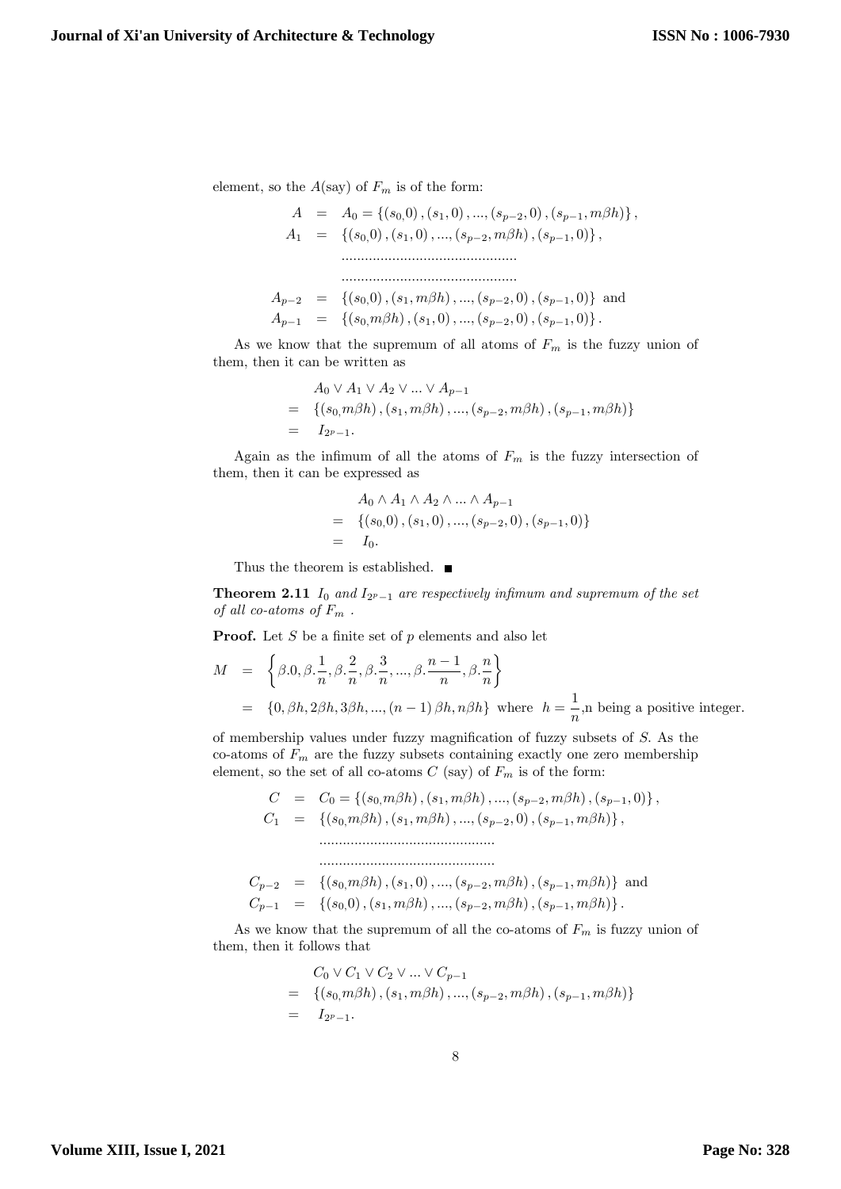element, so the $A$(say) of $F_m$ is of the form:

$$
\begin{aligned}
A &= A_0 = \{(s_0,0), (s_1,0), ..., (s_{p-2},0), (s_{p-1}, m\beta h)\}, \\
A_1 &= \{(s_0,0), (s_1,0), ..., (s_{p-2}, m\beta h), (s_{p-1},0)\}, \\
& \quad \text{.............................................} \\
& \quad \text{.............................................} \\
A_{p-2} &= \{(s_0,0), (s_1, m\beta h), ..., (s_{p-2},0), (s_{p-1},0)\} \text{ and} \\
A_{p-1} &= \{(s_0, m\beta h), (s_1,0), ..., (s_{p-2},0), (s_{p-1},0)\}.
\end{aligned}
$$

As we know that the supremum of all atoms of $F_m$ is the fuzzy union of them, then it can be written as

$$
\begin{aligned}
& A_0 \vee A_1 \vee A_2 \vee ... \vee A_{p-1} \\
= & \{(s_0, m\beta h), (s_1, m\beta h), ..., (s_{p-2}, m\beta h), (s_{p-1}, m\beta h)\} \\
= & I_{2^p-1}.
\end{aligned}
$$

Again as the infimum of all the atoms of $F_m$ is the fuzzy intersection of them, then it can be expressed as

$$
\begin{aligned}
& A_0 \wedge A_1 \wedge A_2 \wedge ... \wedge A_{p-1} \\
= & \{(s_0,0), (s_1,0), ..., (s_{p-2},0), (s_{p-1},0)\} \\
= & I_0.
\end{aligned}
$$

Thus the theorem is established. ■

**Theorem 2.11** *$I_0$ and $I_{2^p-1}$ are respectively infimum and supremum of the set of all co-atoms of $F_m$ .*

**Proof.** Let $S$ be a finite set of $p$ elements and also let

$$
\begin{aligned}
M &= \left\{\beta.0, \beta.\frac{1}{n}, \beta.\frac{2}{n}, \beta.\frac{3}{n}, ..., \beta.\frac{n-1}{n}, \beta.\frac{n}{n}\right\} \\
&= \{0, \beta h, 2\beta h, 3\beta h, ..., (n-1)\beta h, n\beta h\} \text{ where } h = \frac{1}{n}, \text{n being a positive integer.}
\end{aligned}
$$

of membership values under fuzzy magnification of fuzzy subsets of $S$. As the co-atoms of $F_m$ are the fuzzy subsets containing exactly one zero membership element, so the set of all co-atoms $C$ (say) of $F_m$ is of the form:

$$
\begin{aligned}
C &= C_0 = \{(s_0, m\beta h), (s_1, m\beta h), ..., (s_{p-2}, m\beta h), (s_{p-1},0)\}, \\
C_1 &= \{(s_0, m\beta h), (s_1, m\beta h), ..., (s_{p-2},0), (s_{p-1}, m\beta h)\}, \\
& \quad \text{.............................................} \\
& \quad \text{.............................................} \\
C_{p-2} &= \{(s_0, m\beta h), (s_1,0), ..., (s_{p-2}, m\beta h), (s_{p-1}, m\beta h)\} \text{ and} \\
C_{p-1} &= \{(s_0,0), (s_1, m\beta h), ..., (s_{p-2}, m\beta h), (s_{p-1}, m\beta h)\}.
\end{aligned}
$$

As we know that the supremum of all the co-atoms of $F_m$ is fuzzy union of them, then it follows that

$$
\begin{aligned}
& C_0 \vee C_1 \vee C_2 \vee ... \vee C_{p-1} \\
= & \{(s_0, m\beta h), (s_1, m\beta h), ..., (s_{p-2}, m\beta h), (s_{p-1}, m\beta h)\} \\
= & I_{2^p-1}.
\end{aligned}
$$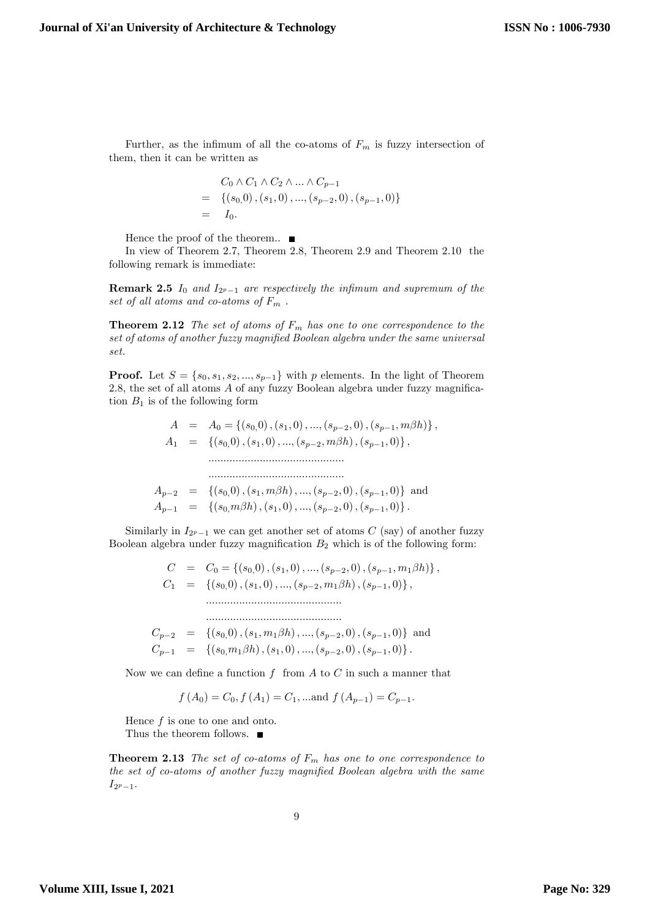Further, as the infimum of all the co-atoms of $F_m$ is fuzzy intersection of them, then it can be written as

$$
\begin{aligned}
& C_0 \wedge C_1 \wedge C_2 \wedge ... \wedge C_{p-1} \\
= & \ \{(s_0,0), (s_1, 0), ..., (s_{p-2}, 0), (s_{p-1}, 0)\} \\
= & \ I_0.
\end{aligned}
$$

Hence the proof of the theorem.. ■

In view of Theorem 2.7, Theorem 2.8, Theorem 2.9 and Theorem 2.10 the following remark is immediate:

**Remark 2.5** *$I_0$ and $I_{2^p-1}$ are respectively the infimum and supremum of the set of all atoms and co-atoms of $F_m$ .*

**Theorem 2.12** *The set of atoms of $F_m$ has one to one correspondence to the set of atoms of another fuzzy magnified Boolean algebra under the same universal set.*

**Proof.** Let $S = \{s_0, s_1, s_2, ..., s_{p-1}\}$ with $p$ elements. In the light of Theorem 2.8, the set of all atoms $A$ of any fuzzy Boolean algebra under fuzzy magnification $B_1$ is of the following form

$$
\begin{aligned}
A &= A_0 = \{(s_0,0), (s_1, 0), ..., (s_{p-2}, 0), (s_{p-1}, m\beta h)\}, \\
A_1 &= \{(s_0,0), (s_1, 0), ..., (s_{p-2}, m\beta h), (s_{p-1}, 0)\}, \\
& \quad ............................................ \\
& \quad ............................................ \\
A_{p-2} &= \{(s_0,0), (s_1, m\beta h), ..., (s_{p-2}, 0), (s_{p-1}, 0)\} \text{ and} \\
A_{p-1} &= \{(s_0, m\beta h), (s_1, 0), ..., (s_{p-2}, 0), (s_{p-1}, 0)\}.
\end{aligned}
$$

Similarly in $I_{2^p-1}$ we can get another set of atoms $C$ (say) of another fuzzy Boolean algebra under fuzzy magnification $B_2$ which is of the following form:

$$
\begin{aligned}
C &= C_0 = \{(s_0,0), (s_1, 0), ..., (s_{p-2}, 0), (s_{p-1}, m_1\beta h)\}, \\
C_1 &= \{(s_0,0), (s_1, 0), ..., (s_{p-2}, m_1\beta h), (s_{p-1}, 0)\}, \\
& \quad ............................................ \\
& \quad ............................................ \\
C_{p-2} &= \{(s_0,0), (s_1, m_1\beta h), ..., (s_{p-2}, 0), (s_{p-1}, 0)\} \text{ and} \\
C_{p-1} &= \{(s_0, m_1\beta h), (s_1, 0), ..., (s_{p-2}, 0), (s_{p-1}, 0)\}.
\end{aligned}
$$

Now we can define a function $f$ from $A$ to $C$ in such a manner that

$$
f(A_0) = C_0, f(A_1) = C_1, ...\text{and } f(A_{p-1}) = C_{p-1}.
$$

Hence $f$ is one to one and onto.
Thus the theorem follows. ■

**Theorem 2.13** *The set of co-atoms of $F_m$ has one to one correspondence to the set of co-atoms of another fuzzy magnified Boolean algebra with the same $I_{2^p-1}$.*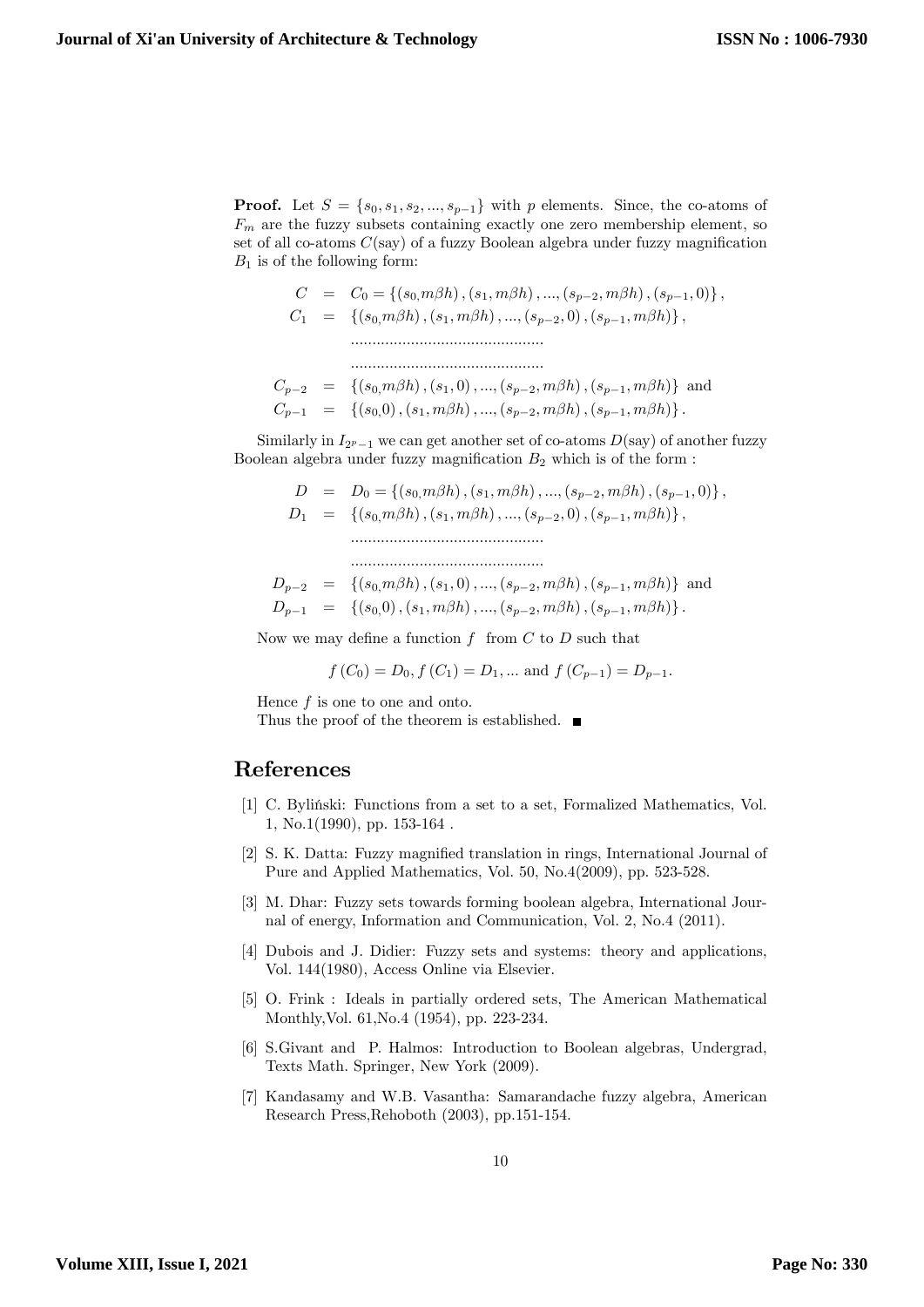**Proof.** Let $S = \{s_0, s_1, s_2, ..., s_{p-1}\}$ with $p$ elements. Since, the co-atoms of $F_m$ are the fuzzy subsets containing exactly one zero membership element, so set of all co-atoms $C$(say) of a fuzzy Boolean algebra under fuzzy magnification $B_1$ is of the following form:

$$\begin{aligned}
C &= C_0 = \{(s_{0,} m\beta h), (s_1, m\beta h), ..., (s_{p-2}, m\beta h), (s_{p-1}, 0)\}, \\
C_1 &= \{(s_{0,} m\beta h), (s_1, m\beta h), ..., (s_{p-2}, 0), (s_{p-1}, m\beta h)\}, \\
&\quad \ldots\ldots\ldots\ldots\ldots\ldots\ldots\ldots\ldots\ldots\ldots \\
&\quad \ldots\ldots\ldots\ldots\ldots\ldots\ldots\ldots\ldots\ldots\ldots \\
C_{p-2} &= \{(s_{0,} m\beta h), (s_1, 0), ..., (s_{p-2}, m\beta h), (s_{p-1}, m\beta h)\} \text{ and} \\
C_{p-1} &= \{(s_{0,} 0), (s_1, m\beta h), ..., (s_{p-2}, m\beta h), (s_{p-1}, m\beta h)\}.
\end{aligned}$$

Similarly in $I_{2^p-1}$ we can get another set of co-atoms $D$(say) of another fuzzy Boolean algebra under fuzzy magnification $B_2$ which is of the form :

$$\begin{aligned}
D &= D_0 = \{(s_{0,} m\beta h), (s_1, m\beta h), ..., (s_{p-2}, m\beta h), (s_{p-1}, 0)\}, \\
D_1 &= \{(s_{0,} m\beta h), (s_1, m\beta h), ..., (s_{p-2}, 0), (s_{p-1}, m\beta h)\}, \\
&\quad \ldots\ldots\ldots\ldots\ldots\ldots\ldots\ldots\ldots\ldots\ldots \\
&\quad \ldots\ldots\ldots\ldots\ldots\ldots\ldots\ldots\ldots\ldots\ldots \\
D_{p-2} &= \{(s_{0,} m\beta h), (s_1, 0), ..., (s_{p-2}, m\beta h), (s_{p-1}, m\beta h)\} \text{ and} \\
D_{p-1} &= \{(s_{0,} 0), (s_1, m\beta h), ..., (s_{p-2}, m\beta h), (s_{p-1}, m\beta h)\}.
\end{aligned}$$

Now we may define a function $f$ from $C$ to $D$ such that

$$f(C_0) = D_0, f(C_1) = D_1, ... \text{ and } f(C_{p-1}) = D_{p-1}.$$

Hence $f$ is one to one and onto.
Thus the proof of the theorem is established. ■

## References

[1] C. Byliński: Functions from a set to a set, Formalized Mathematics, Vol. 1, No.1(1990), pp. 153-164 .

[2] S. K. Datta: Fuzzy magnified translation in rings, International Journal of Pure and Applied Mathematics, Vol. 50, No.4(2009), pp. 523-528.

[3] M. Dhar: Fuzzy sets towards forming boolean algebra, International Journal of energy, Information and Communication, Vol. 2, No.4 (2011).

[4] Dubois and J. Didier: Fuzzy sets and systems: theory and applications, Vol. 144(1980), Access Online via Elsevier.

[5] O. Frink : Ideals in partially ordered sets, The American Mathematical Monthly,Vol. 61,No.4 (1954), pp. 223-234.

[6] S.Givant and P. Halmos: Introduction to Boolean algebras, Undergrad, Texts Math. Springer, New York (2009).

[7] Kandasamy and W.B. Vasantha: Samarandache fuzzy algebra, American Research Press,Rehoboth (2003), pp.151-154.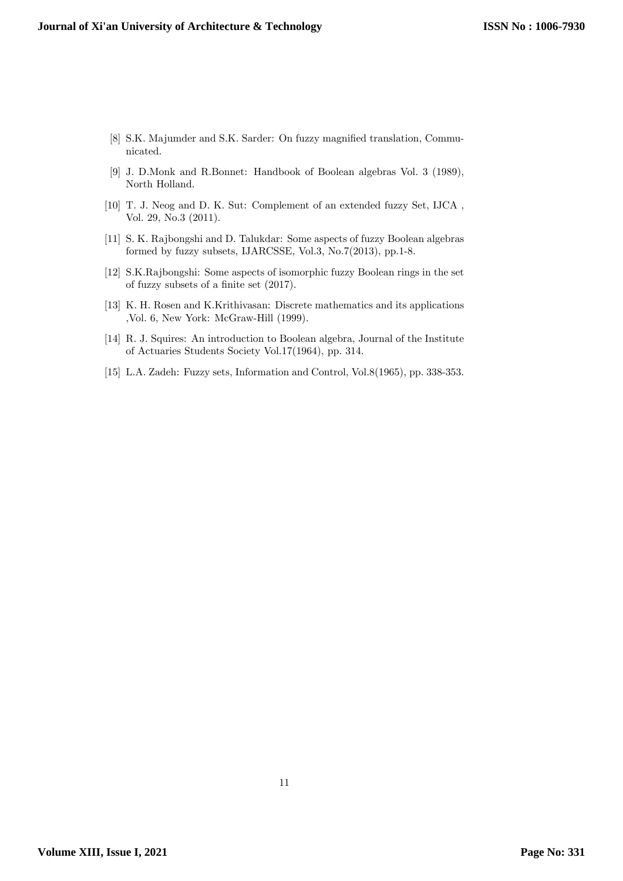[8] S.K. Majumder and S.K. Sarder: On fuzzy magnified translation, Communicated.

[9] J. D.Monk and R.Bonnet: Handbook of Boolean algebras Vol. 3 (1989), North Holland.

[10] T. J. Neog and D. K. Sut: Complement of an extended fuzzy Set, IJCA , Vol. 29, No.3 (2011).

[11] S. K. Rajbongshi and D. Talukdar: Some aspects of fuzzy Boolean algebras formed by fuzzy subsets, IJARCSSE, Vol.3, No.7(2013), pp.1-8.

[12] S.K.Rajbongshi: Some aspects of isomorphic fuzzy Boolean rings in the set of fuzzy subsets of a finite set (2017).

[13] K. H. Rosen and K.Krithivasan: Discrete mathematics and its applications ,Vol. 6, New York: McGraw-Hill (1999).

[14] R. J. Squires: An introduction to Boolean algebra, Journal of the Institute of Actuaries Students Society Vol.17(1964), pp. 314.

[15] L.A. Zadeh: Fuzzy sets, Information and Control, Vol.8(1965), pp. 338-353.